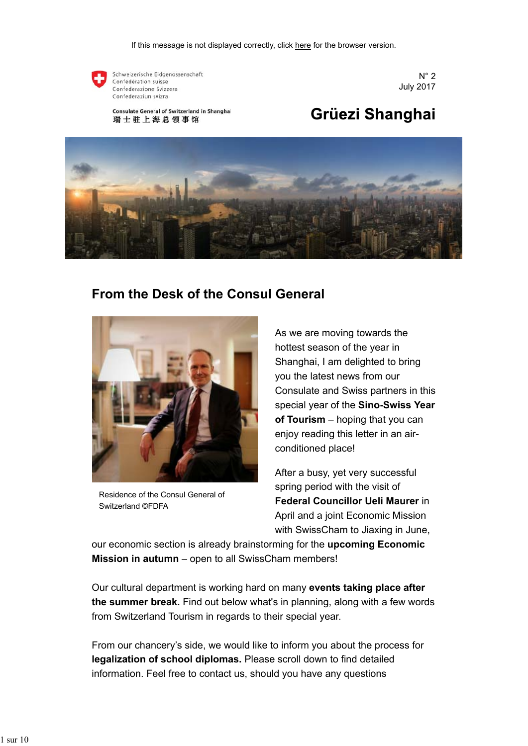If this message is not displayed correctly, click here for the browser version.

Schweizerische Eidgenossenschaft
Confédération suisse
Confederazione Svizzera
Confederaziun svizra

Consulate General of Switzerland in Shanghai
瑞士驻上海总领事馆

N° 2
July 2017

# Grüezi Shanghai

## From the Desk of the Consul General

Residence of the Consul General of Switzerland ©FDFA

As we are moving towards the hottest season of the year in Shanghai, I am delighted to bring you the latest news from our Consulate and Swiss partners in this special year of the **Sino-Swiss Year of Tourism** – hoping that you can enjoy reading this letter in an air-conditioned place!

After a busy, yet very successful spring period with the visit of **Federal Councillor Ueli Maurer** in April and a joint Economic Mission with SwissCham to Jiaxing in June, our economic section is already brainstorming for the **upcoming Economic Mission in autumn** – open to all SwissCham members!

Our cultural department is working hard on many **events taking place after the summer break.** Find out below what's in planning, along with a few words from Switzerland Tourism in regards to their special year.

From our chancery's side, we would like to inform you about the process for **legalization of school diplomas.** Please scroll down to find detailed information. Feel free to contact us, should you have any questions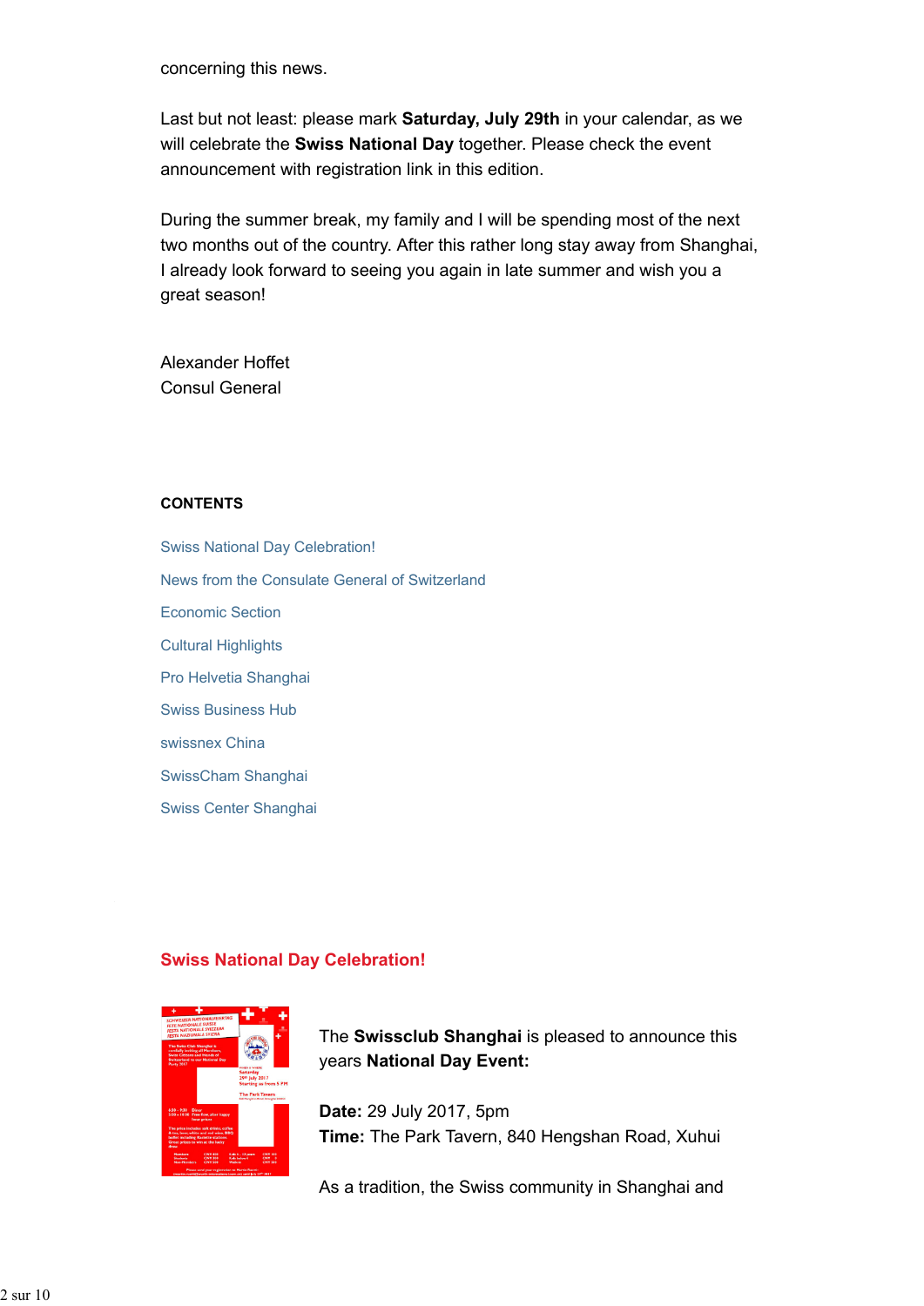concerning this news.

Last but not least: please mark **Saturday, July 29th** in your calendar, as we will celebrate the **Swiss National Day** together. Please check the event announcement with registration link in this edition.

During the summer break, my family and I will be spending most of the next two months out of the country. After this rather long stay away from Shanghai, I already look forward to seeing you again in late summer and wish you a great season!

Alexander Hoffet
Consul General

**CONTENTS**

Swiss National Day Celebration!

News from the Consulate General of Switzerland

Economic Section

Cultural Highlights

Pro Helvetia Shanghai

Swiss Business Hub

swissnex China

SwissCham Shanghai

Swiss Center Shanghai

## Swiss National Day Celebration!

The **Swissclub Shanghai** is pleased to announce this years **National Day Event:**

**Date:** 29 July 2017, 5pm
**Time:** The Park Tavern, 840 Hengshan Road, Xuhui

As a tradition, the Swiss community in Shanghai and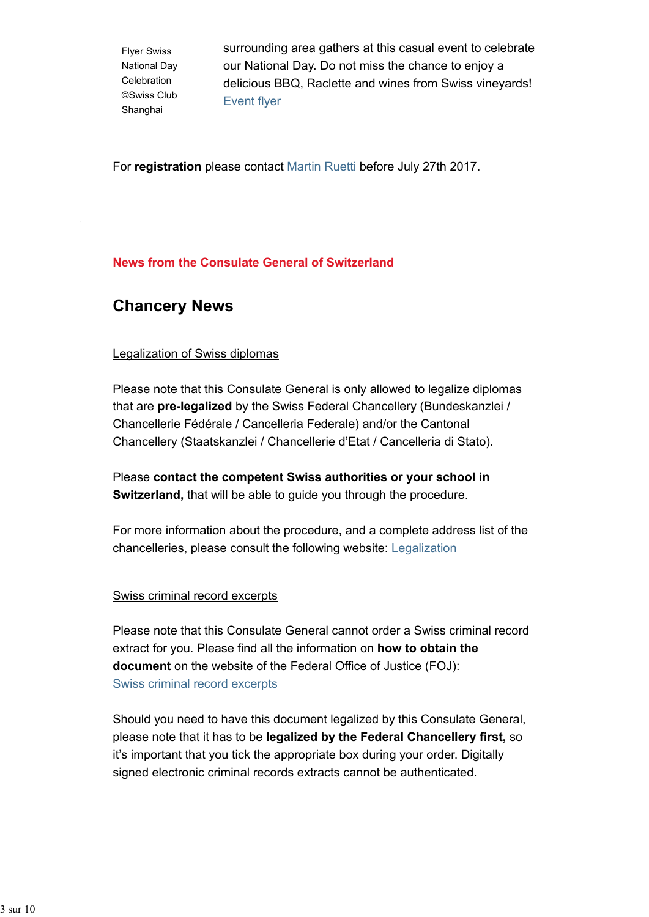Flyer Swiss National Day Celebration ©Swiss Club Shanghai

surrounding area gathers at this casual event to celebrate our National Day. Do not miss the chance to enjoy a delicious BBQ, Raclette and wines from Swiss vineyards!
Event flyer

For **registration** please contact Martin Ruetti before July 27th 2017.

**News from the Consulate General of Switzerland**

## Chancery News

Legalization of Swiss diplomas

Please note that this Consulate General is only allowed to legalize diplomas that are **pre-legalized** by the Swiss Federal Chancellery (Bundeskanzlei / Chancellerie Fédérale / Cancelleria Federale) and/or the Cantonal Chancellery (Staatskanzlei / Chancellerie d'Etat / Cancelleria di Stato).

Please **contact the competent Swiss authorities or your school in Switzerland,** that will be able to guide you through the procedure.

For more information about the procedure, and a complete address list of the chancelleries, please consult the following website: Legalization

Swiss criminal record excerpts

Please note that this Consulate General cannot order a Swiss criminal record extract for you. Please find all the information on **how to obtain the document** on the website of the Federal Office of Justice (FOJ):
Swiss criminal record excerpts

Should you need to have this document legalized by this Consulate General, please note that it has to be **legalized by the Federal Chancellery first,** so it's important that you tick the appropriate box during your order. Digitally signed electronic criminal records extracts cannot be authenticated.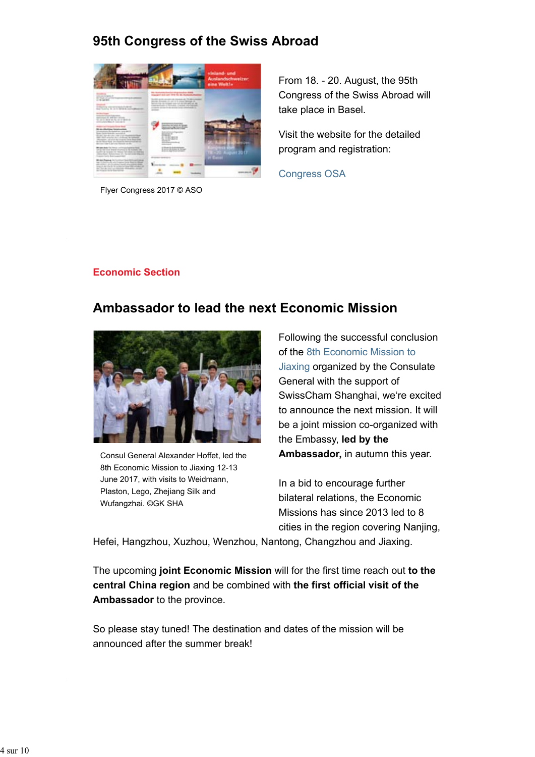## 95th Congress of the Swiss Abroad

Flyer Congress 2017 © ASO

From 18. - 20. August, the 95th Congress of the Swiss Abroad will take place in Basel.

Visit the website for the detailed program and registration:

Congress OSA

**Economic Section**

## Ambassador to lead the next Economic Mission

Consul General Alexander Hoffet, led the 8th Economic Mission to Jiaxing 12-13 June 2017, with visits to Weidmann, Plaston, Lego, Zhejiang Silk and Wufangzhai. ©GK SHA

Following the successful conclusion of the 8th Economic Mission to Jiaxing organized by the Consulate General with the support of SwissCham Shanghai, we're excited to announce the next mission. It will be a joint mission co-organized with the Embassy, **led by the Ambassador,** in autumn this year.

In a bid to encourage further bilateral relations, the Economic Missions has since 2013 led to 8 cities in the region covering Nanjing, Hefei, Hangzhou, Xuzhou, Wenzhou, Nantong, Changzhou and Jiaxing.

The upcoming **joint Economic Mission** will for the first time reach out **to the central China region** and be combined with **the first official visit of the Ambassador** to the province.

So please stay tuned! The destination and dates of the mission will be announced after the summer break!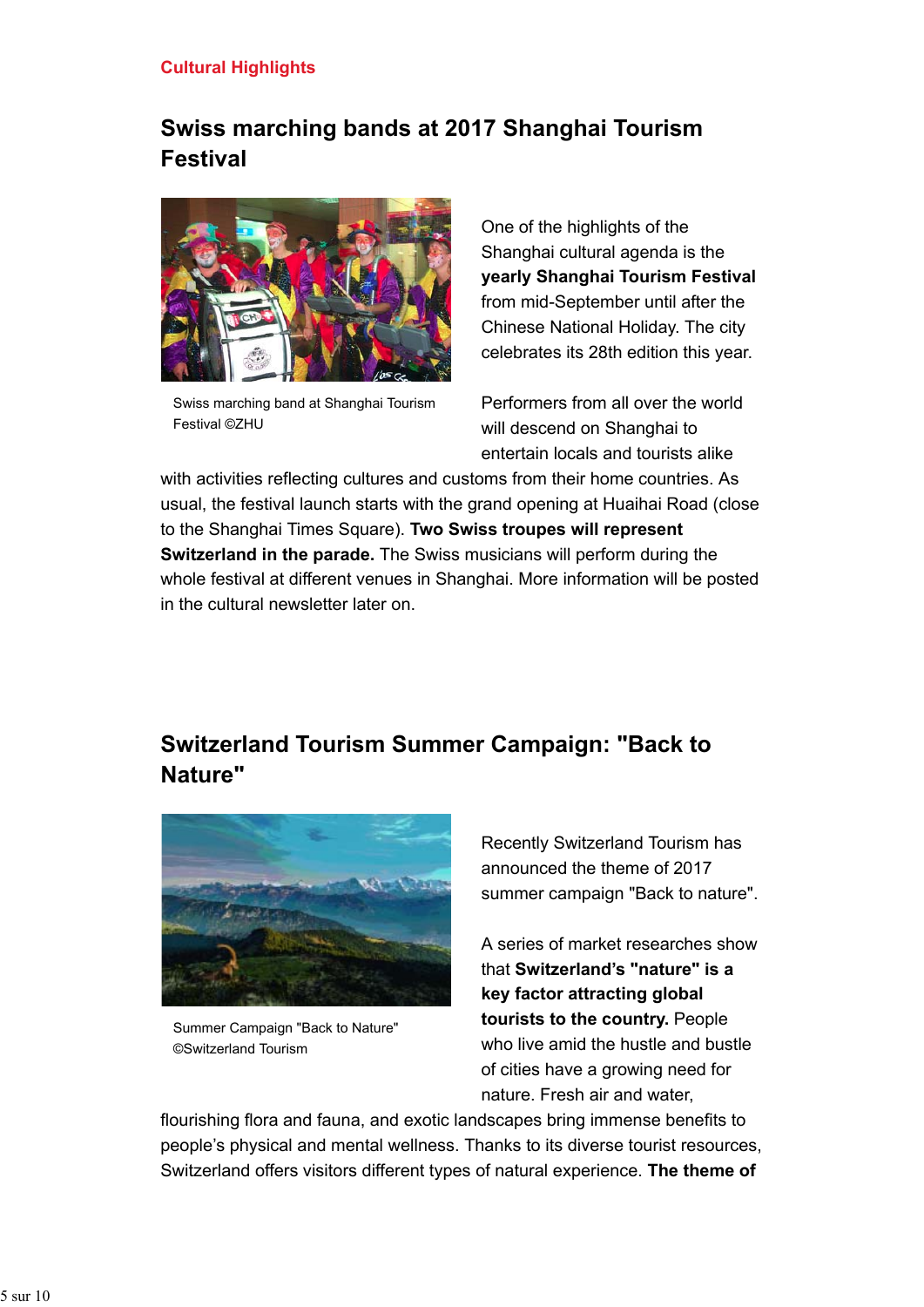**Cultural Highlights**

## Swiss marching bands at 2017 Shanghai Tourism Festival

Swiss marching band at Shanghai Tourism Festival ©ZHU

One of the highlights of the Shanghai cultural agenda is the **yearly Shanghai Tourism Festival** from mid-September until after the Chinese National Holiday. The city celebrates its 28th edition this year.

Performers from all over the world will descend on Shanghai to entertain locals and tourists alike with activities reflecting cultures and customs from their home countries. As usual, the festival launch starts with the grand opening at Huaihai Road (close to the Shanghai Times Square). **Two Swiss troupes will represent Switzerland in the parade.** The Swiss musicians will perform during the whole festival at different venues in Shanghai. More information will be posted in the cultural newsletter later on.

## Switzerland Tourism Summer Campaign: "Back to Nature"

Summer Campaign "Back to Nature" ©Switzerland Tourism

Recently Switzerland Tourism has announced the theme of 2017 summer campaign "Back to nature".

A series of market researches show that **Switzerland's "nature" is a key factor attracting global tourists to the country.** People who live amid the hustle and bustle of cities have a growing need for nature. Fresh air and water, flourishing flora and fauna, and exotic landscapes bring immense benefits to people's physical and mental wellness. Thanks to its diverse tourist resources, Switzerland offers visitors different types of natural experience. **The theme of**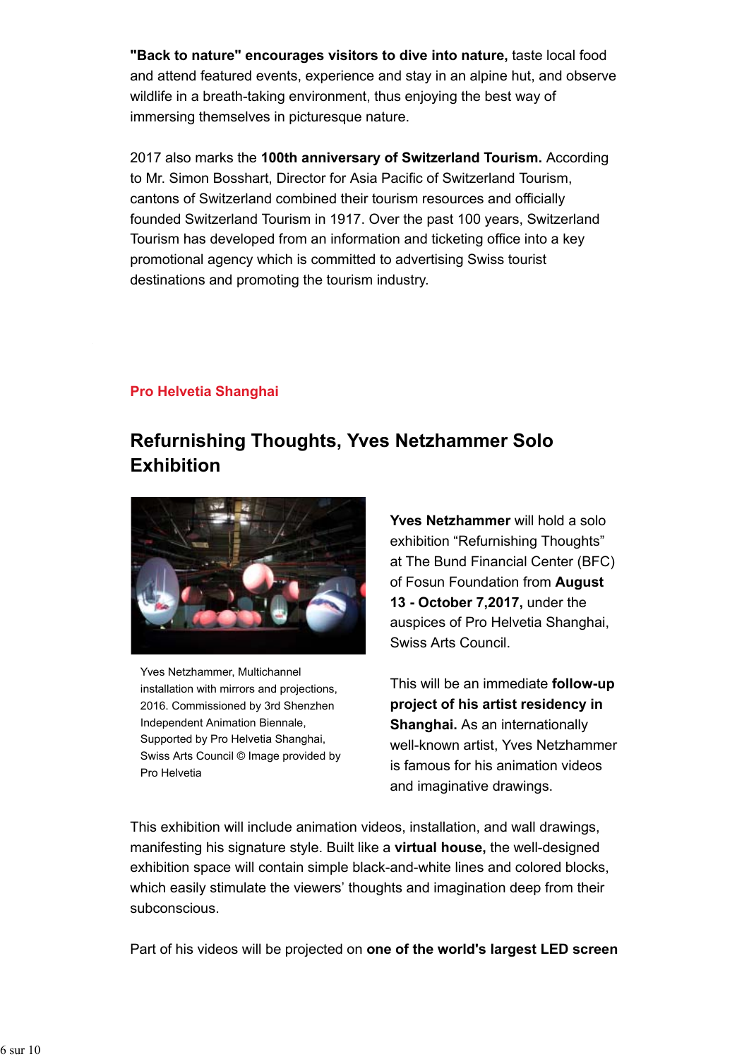**"Back to nature" encourages visitors to dive into nature,** taste local food and attend featured events, experience and stay in an alpine hut, and observe wildlife in a breath-taking environment, thus enjoying the best way of immersing themselves in picturesque nature.

2017 also marks the **100th anniversary of Switzerland Tourism.** According to Mr. Simon Bosshart, Director for Asia Pacific of Switzerland Tourism, cantons of Switzerland combined their tourism resources and officially founded Switzerland Tourism in 1917. Over the past 100 years, Switzerland Tourism has developed from an information and ticketing office into a key promotional agency which is committed to advertising Swiss tourist destinations and promoting the tourism industry.

**Pro Helvetia Shanghai**

## Refurnishing Thoughts, Yves Netzhammer Solo Exhibition

Yves Netzhammer, Multichannel installation with mirrors and projections, 2016. Commissioned by 3rd Shenzhen Independent Animation Biennale, Supported by Pro Helvetia Shanghai, Swiss Arts Council © Image provided by Pro Helvetia

**Yves Netzhammer** will hold a solo exhibition "Refurnishing Thoughts" at The Bund Financial Center (BFC) of Fosun Foundation from **August 13 - October 7,2017,** under the auspices of Pro Helvetia Shanghai, Swiss Arts Council.

This will be an immediate **follow-up project of his artist residency in Shanghai.** As an internationally well-known artist, Yves Netzhammer is famous for his animation videos and imaginative drawings.

This exhibition will include animation videos, installation, and wall drawings, manifesting his signature style. Built like a **virtual house,** the well-designed exhibition space will contain simple black-and-white lines and colored blocks, which easily stimulate the viewers' thoughts and imagination deep from their subconscious.

Part of his videos will be projected on **one of the world's largest LED screen**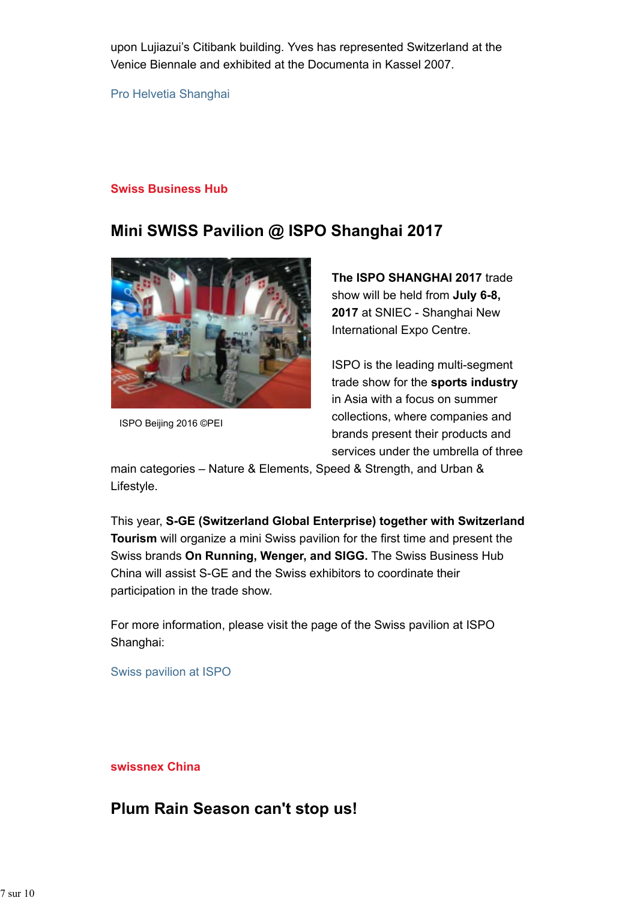upon Lujiazui's Citibank building. Yves has represented Switzerland at the Venice Biennale and exhibited at the Documenta in Kassel 2007.

Pro Helvetia Shanghai

**Swiss Business Hub**

## Mini SWISS Pavilion @ ISPO Shanghai 2017

ISPO Beijing 2016 ©PEI

**The ISPO SHANGHAI 2017** trade show will be held from **July 6-8, 2017** at SNIEC - Shanghai New International Expo Centre.

ISPO is the leading multi-segment trade show for the **sports industry** in Asia with a focus on summer collections, where companies and brands present their products and services under the umbrella of three main categories – Nature & Elements, Speed & Strength, and Urban & Lifestyle.

This year, **S-GE (Switzerland Global Enterprise) together with Switzerland Tourism** will organize a mini Swiss pavilion for the first time and present the Swiss brands **On Running, Wenger, and SIGG.** The Swiss Business Hub China will assist S-GE and the Swiss exhibitors to coordinate their participation in the trade show.

For more information, please visit the page of the Swiss pavilion at ISPO Shanghai:

Swiss pavilion at ISPO

**swissnex China**

## Plum Rain Season can't stop us!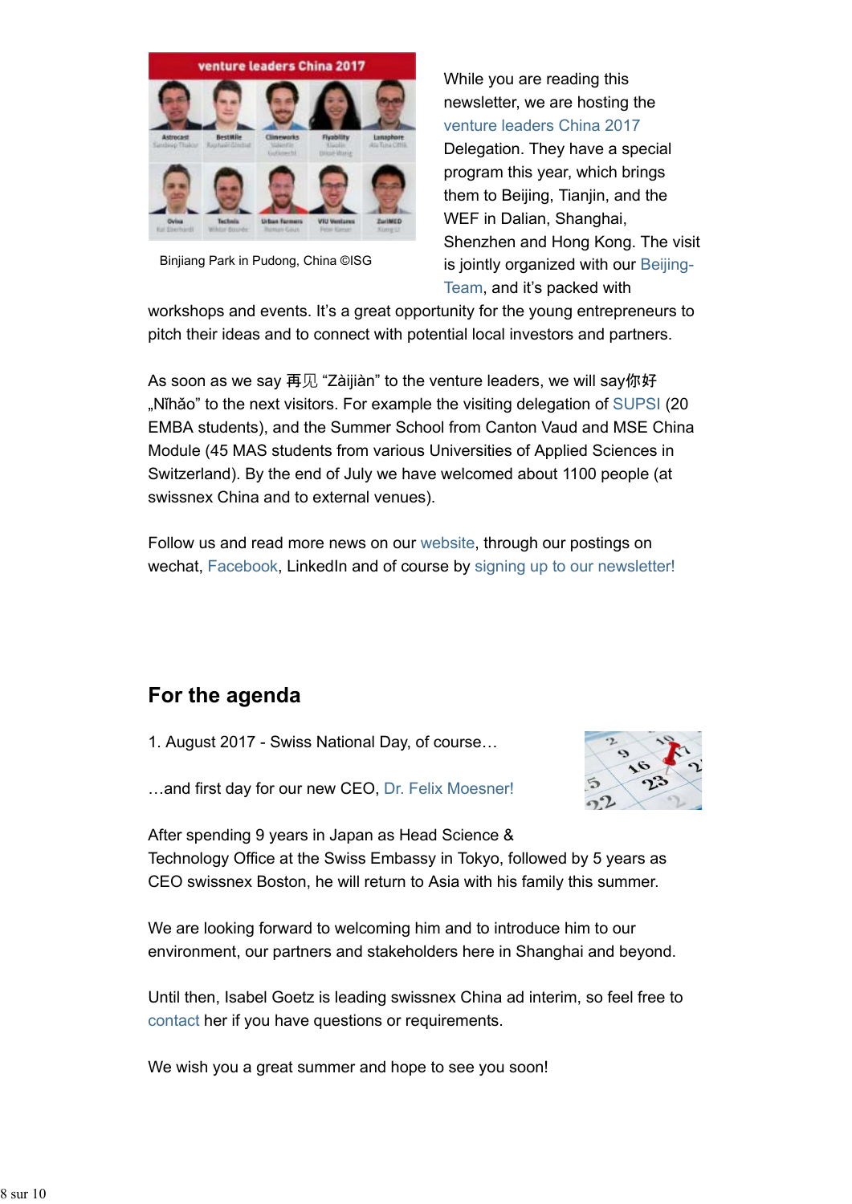Binjiang Park in Pudong, China ©ISG

While you are reading this newsletter, we are hosting the venture leaders China 2017 Delegation. They have a special program this year, which brings them to Beijing, Tianjin, and the WEF in Dalian, Shanghai, Shenzhen and Hong Kong. The visit is jointly organized with our Beijing-Team, and it's packed with workshops and events. It's a great opportunity for the young entrepreneurs to pitch their ideas and to connect with potential local investors and partners.

As soon as we say 再见 "Zàijiàn" to the venture leaders, we will say你好 „Nǐhǎo" to the next visitors. For example the visiting delegation of SUPSI (20 EMBA students), and the Summer School from Canton Vaud and MSE China Module (45 MAS students from various Universities of Applied Sciences in Switzerland). By the end of July we have welcomed about 1100 people (at swissnex China and to external venues).

Follow us and read more news on our website, through our postings on wechat, Facebook, LinkedIn and of course by signing up to our newsletter!

## For the agenda

1. August 2017 - Swiss National Day, of course…

…and first day for our new CEO, Dr. Felix Moesner!

After spending 9 years in Japan as Head Science & Technology Office at the Swiss Embassy in Tokyo, followed by 5 years as CEO swissnex Boston, he will return to Asia with his family this summer.

We are looking forward to welcoming him and to introduce him to our environment, our partners and stakeholders here in Shanghai and beyond.

Until then, Isabel Goetz is leading swissnex China ad interim, so feel free to contact her if you have questions or requirements.

We wish you a great summer and hope to see you soon!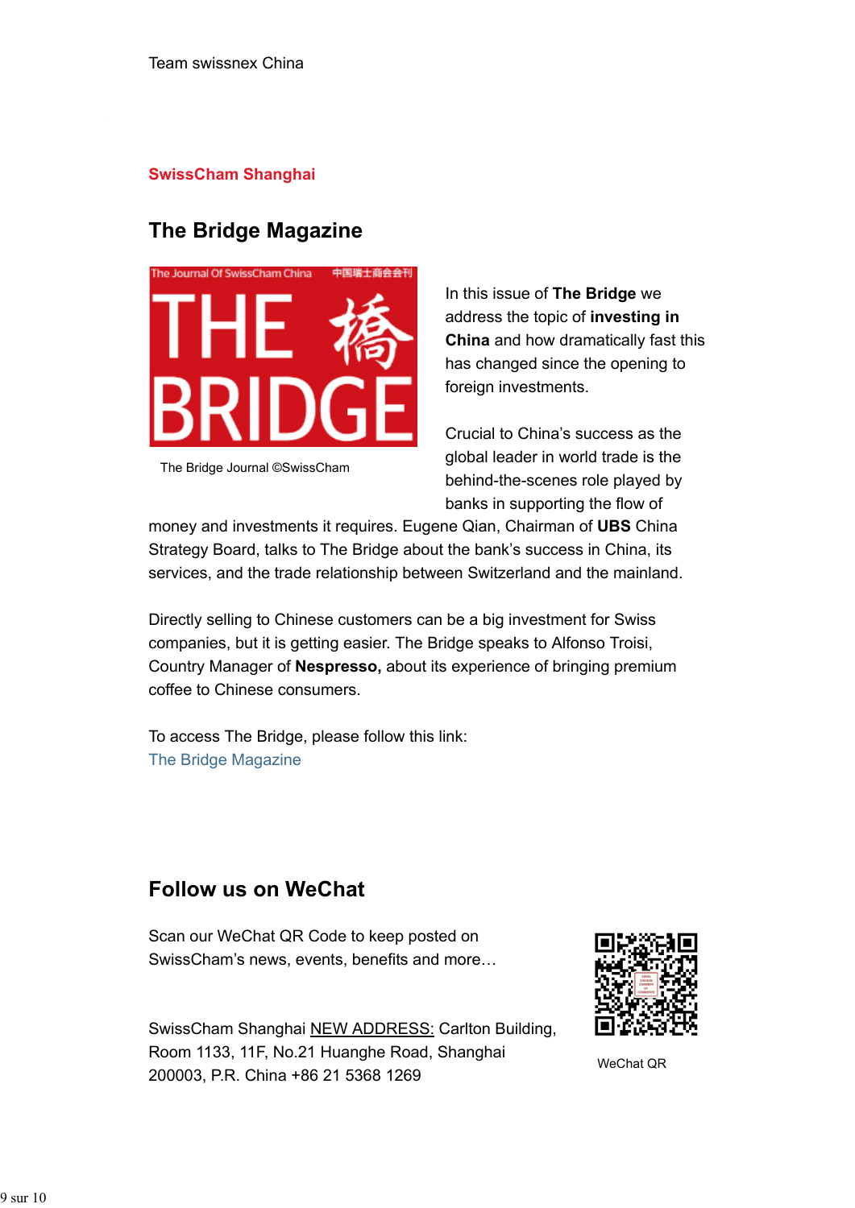Team swissnex China

**SwissCham Shanghai**

## The Bridge Magazine

The Bridge Journal ©SwissCham

In this issue of **The Bridge** we address the topic of **investing in China** and how dramatically fast this has changed since the opening to foreign investments.

Crucial to China's success as the global leader in world trade is the behind-the-scenes role played by banks in supporting the flow of money and investments it requires. Eugene Qian, Chairman of **UBS** China Strategy Board, talks to The Bridge about the bank's success in China, its services, and the trade relationship between Switzerland and the mainland.

Directly selling to Chinese customers can be a big investment for Swiss companies, but it is getting easier. The Bridge speaks to Alfonso Troisi, Country Manager of **Nespresso,** about its experience of bringing premium coffee to Chinese consumers.

To access The Bridge, please follow this link:
The Bridge Magazine

## Follow us on WeChat

Scan our WeChat QR Code to keep posted on SwissCham's news, events, benefits and more…

SwissCham Shanghai NEW ADDRESS: Carlton Building, Room 1133, 11F, No.21 Huanghe Road, Shanghai 200003, P.R. China +86 21 5368 1269

WeChat QR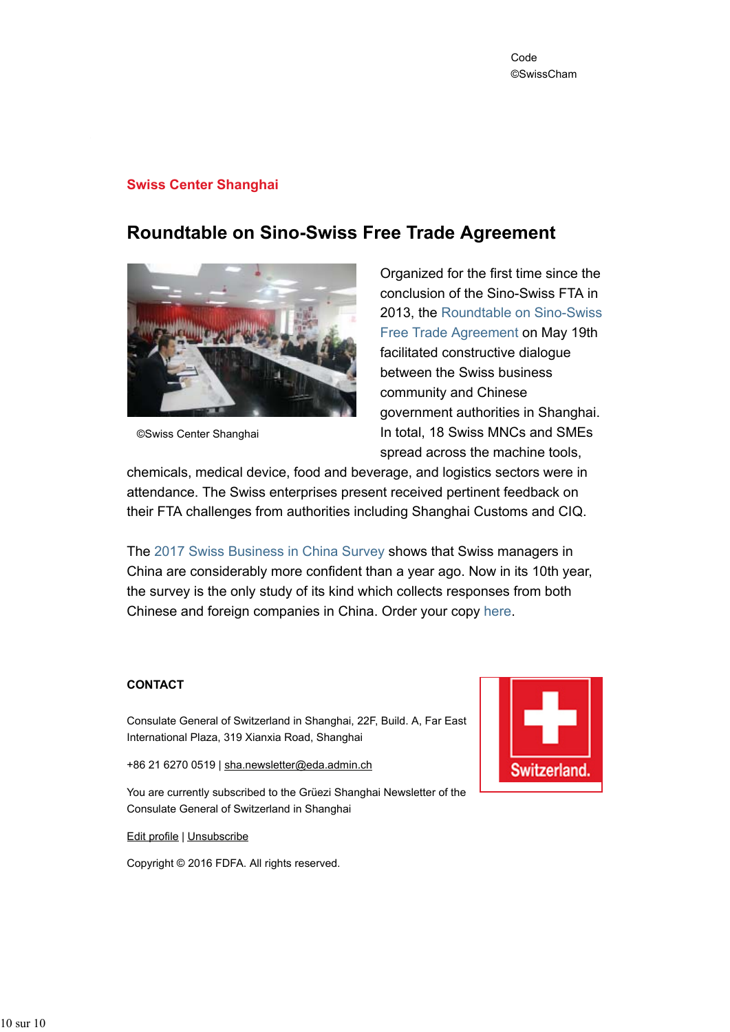Code
©SwissCham

**Swiss Center Shanghai**

## Roundtable on Sino-Swiss Free Trade Agreement

©Swiss Center Shanghai

Organized for the first time since the conclusion of the Sino-Swiss FTA in 2013, the Roundtable on Sino-Swiss Free Trade Agreement on May 19th facilitated constructive dialogue between the Swiss business community and Chinese government authorities in Shanghai. In total, 18 Swiss MNCs and SMEs spread across the machine tools, chemicals, medical device, food and beverage, and logistics sectors were in attendance. The Swiss enterprises present received pertinent feedback on their FTA challenges from authorities including Shanghai Customs and CIQ.

The 2017 Swiss Business in China Survey shows that Swiss managers in China are considerably more confident than a year ago. Now in its 10th year, the survey is the only study of its kind which collects responses from both Chinese and foreign companies in China. Order your copy here.

**CONTACT**

Consulate General of Switzerland in Shanghai, 22F, Build. A, Far East International Plaza, 319 Xianxia Road, Shanghai

+86 21 6270 0519 | sha.newsletter@eda.admin.ch

You are currently subscribed to the Grüezi Shanghai Newsletter of the Consulate General of Switzerland in Shanghai

Edit profile | Unsubscribe

Copyright © 2016 FDFA. All rights reserved.

Switzerland.